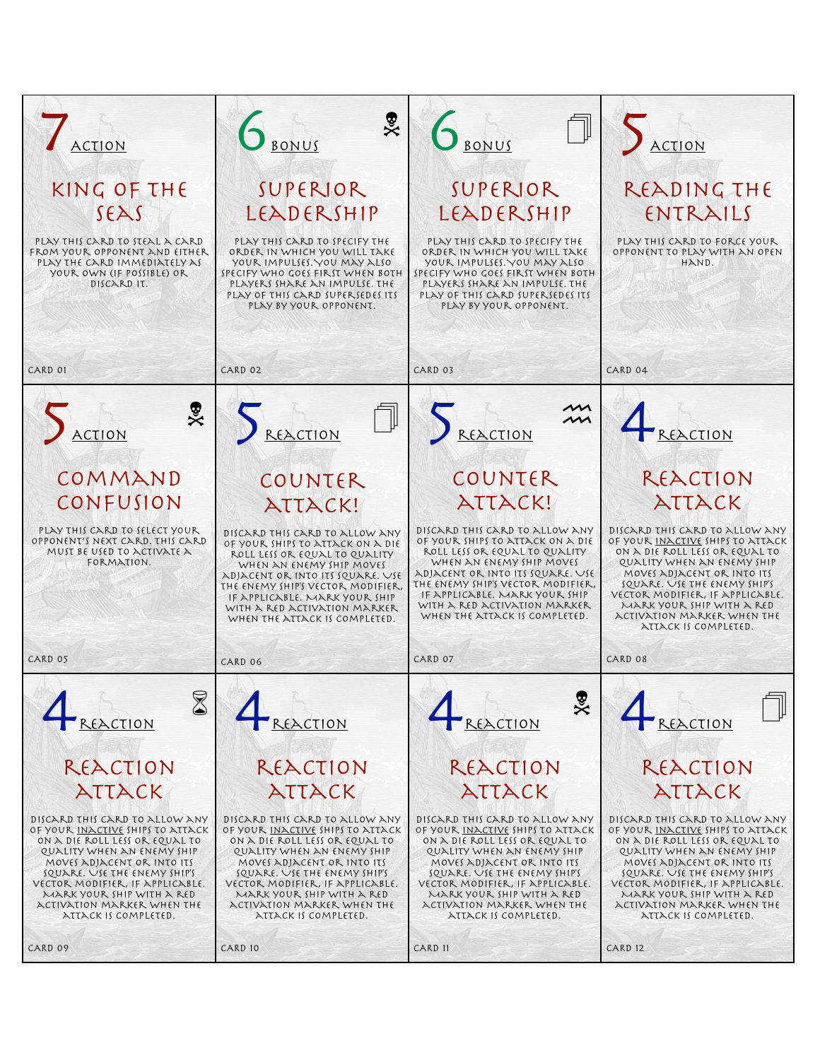## 7 Action

### King of the Seas

Play this card to steal a card from your opponent and either play the card immediately as your own (if possible) or discard it.

Card 01

## 6 Bonus

### Superior Leadership

Play this card to specify the order in which you will take your impulses. You may also specify who goes first when both players share an impulse. The play of this card supersedes its play by your opponent.

Card 02

## 6 Bonus

### Superior Leadership

Play this card to specify the order in which you will take your impulses. You may also specify who goes first when both players share an impulse. The play of this card supersedes its play by your opponent.

Card 03

## 5 Action

### Reading the Entrails

Play this card to force your opponent to play with an open hand.

Card 04

## 5 Action

### Command Confusion

Play this card to select your opponent's next card. This card must be used to activate a formation.

Card 05

## 5 Reaction

### Counter Attack!

Discard this card to allow any of your ships to attack on a die roll less or equal to quality when an enemy ship moves adjacent or into its square. Use the enemy ship's vector modifier, if applicable. Mark your ship with a red activation marker when the attack is completed.

Card 06

## 5 Reaction

### Counter Attack!

Discard this card to allow any of your ships to attack on a die roll less or equal to quality when an enemy ship moves adjacent or into its square. Use the enemy ship's vector modifier, if applicable. Mark your ship with a red activation marker when the attack is completed.

Card 07

## 4 Reaction

### Reaction Attack

Discard this card to allow any of your inactive ships to attack on a die roll less or equal to quality when an enemy ship moves adjacent or into its square. Use the enemy ship's vector modifier, if applicable. Mark your ship with a red activation marker when the attack is completed.

Card 08

## 4 Reaction

### Reaction Attack

Discard this card to allow any of your inactive ships to attack on a die roll less or equal to quality when an enemy ship moves adjacent or into its square. Use the enemy ship's vector modifier, if applicable. Mark your ship with a red activation marker when the attack is completed.

Card 09

## 4 Reaction

### Reaction Attack

Discard this card to allow any of your inactive ships to attack on a die roll less or equal to quality when an enemy ship moves adjacent or into its square. Use the enemy ship's vector modifier, if applicable. Mark your ship with a red activation marker when the attack is completed.

Card 10

## 4 Reaction

### Reaction Attack

Discard this card to allow any of your inactive ships to attack on a die roll less or equal to quality when an enemy ship moves adjacent or into its square. Use the enemy ship's vector modifier, if applicable. Mark your ship with a red activation marker when the attack is completed.

Card 11

## 4 Reaction

### Reaction Attack

Discard this card to allow any of your inactive ships to attack on a die roll less or equal to quality when an enemy ship moves adjacent or into its square. Use the enemy ship's vector modifier, if applicable. Mark your ship with a red activation marker when the attack is completed.

Card 12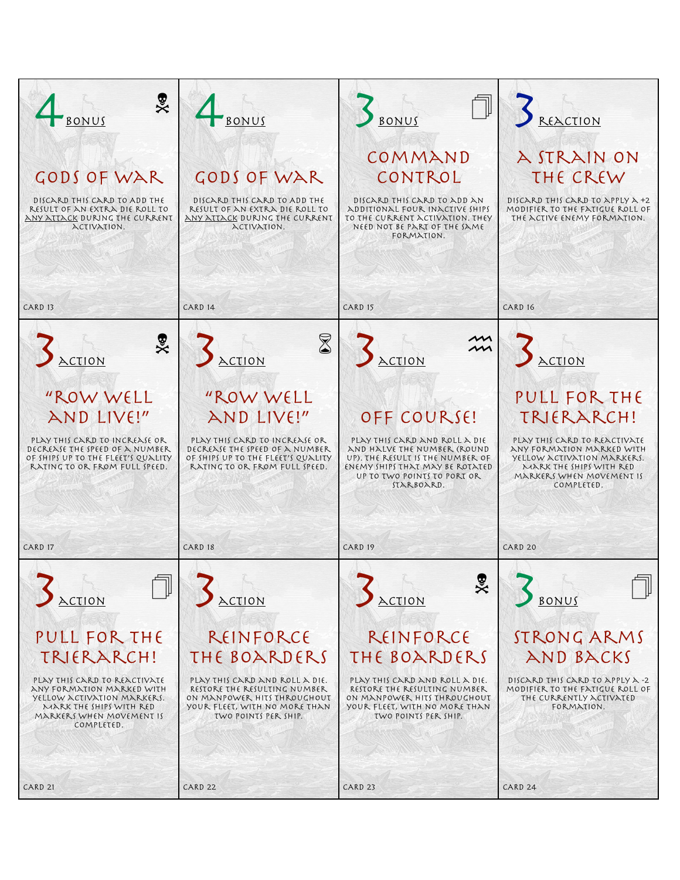**4 BONUS**

## GODS OF WAR

DISCARD THIS CARD TO ADD THE RESULT OF AN EXTRA DIE ROLL TO ANY ATTACK DURING THE CURRENT ACTIVATION.

CARD 13

---

**4 BONUS**

## GODS OF WAR

DISCARD THIS CARD TO ADD THE RESULT OF AN EXTRA DIE ROLL TO ANY ATTACK DURING THE CURRENT ACTIVATION.

CARD 14

---

**3 BONUS**

## COMMAND CONTROL

DISCARD THIS CARD TO ADD AN ADDITIONAL FOUR INACTIVE SHIPS TO THE CURRENT ACTIVATION. THEY NEED NOT BE PART OF THE SAME FORMATION.

CARD 15

---

**3 REACTION**

## A STRAIN ON THE CREW

DISCARD THIS CARD TO APPLY A +2 MODIFIER TO THE FATIGUE ROLL OF THE ACTIVE ENEMY FORMATION.

CARD 16

---

**3 ACTION**

## "ROW WELL AND LIVE!"

PLAY THIS CARD TO INCREASE OR DECREASE THE SPEED OF A NUMBER OF SHIPS UP TO THE FLEET'S QUALITY RATING TO OR FROM FULL SPEED.

CARD 17

---

**3 ACTION**

## "ROW WELL AND LIVE!"

PLAY THIS CARD TO INCREASE OR DECREASE THE SPEED OF A NUMBER OF SHIPS UP TO THE FLEET'S QUALITY RATING TO OR FROM FULL SPEED.

CARD 18

---

**3 ACTION**

## OFF COURSE!

PLAY THIS CARD AND ROLL A DIE AND HALVE THE NUMBER (ROUND UP). THE RESULT IS THE NUMBER OF ENEMY SHIPS THAT MAY BE ROTATED UP TO TWO POINTS TO PORT OR STARBOARD.

CARD 19

---

**3 ACTION**

## PULL FOR THE TRIERARCH!

PLAY THIS CARD TO REACTIVATE ANY FORMATION MARKED WITH YELLOW ACTIVATION MARKERS. MARK THE SHIPS WITH RED MARKERS WHEN MOVEMENT IS COMPLETED.

CARD 20

---

**3 ACTION**

## PULL FOR THE TRIERARCH!

PLAY THIS CARD TO REACTIVATE ANY FORMATION MARKED WITH YELLOW ACTIVATION MARKERS. MARK THE SHIPS WITH RED MARKERS WHEN MOVEMENT IS COMPLETED.

CARD 21

---

**3 ACTION**

## REINFORCE THE BOARDERS

PLAY THIS CARD AND ROLL A DIE. RESTORE THE RESULTING NUMBER ON MANPOWER HITS THROUGHOUT YOUR FLEET, WITH NO MORE THAN TWO POINTS PER SHIP.

CARD 22

---

**3 ACTION**

## REINFORCE THE BOARDERS

PLAY THIS CARD AND ROLL A DIE. RESTORE THE RESULTING NUMBER ON MANPOWER HITS THROUGHOUT YOUR FLEET, WITH NO MORE THAN TWO POINTS PER SHIP.

CARD 23

---

**3 BONUS**

## STRONG ARMS AND BACKS

DISCARD THIS CARD TO APPLY A -2 MODIFIER TO THE FATIGUE ROLL OF THE CURRENTLY ACTIVATED FORMATION.

CARD 24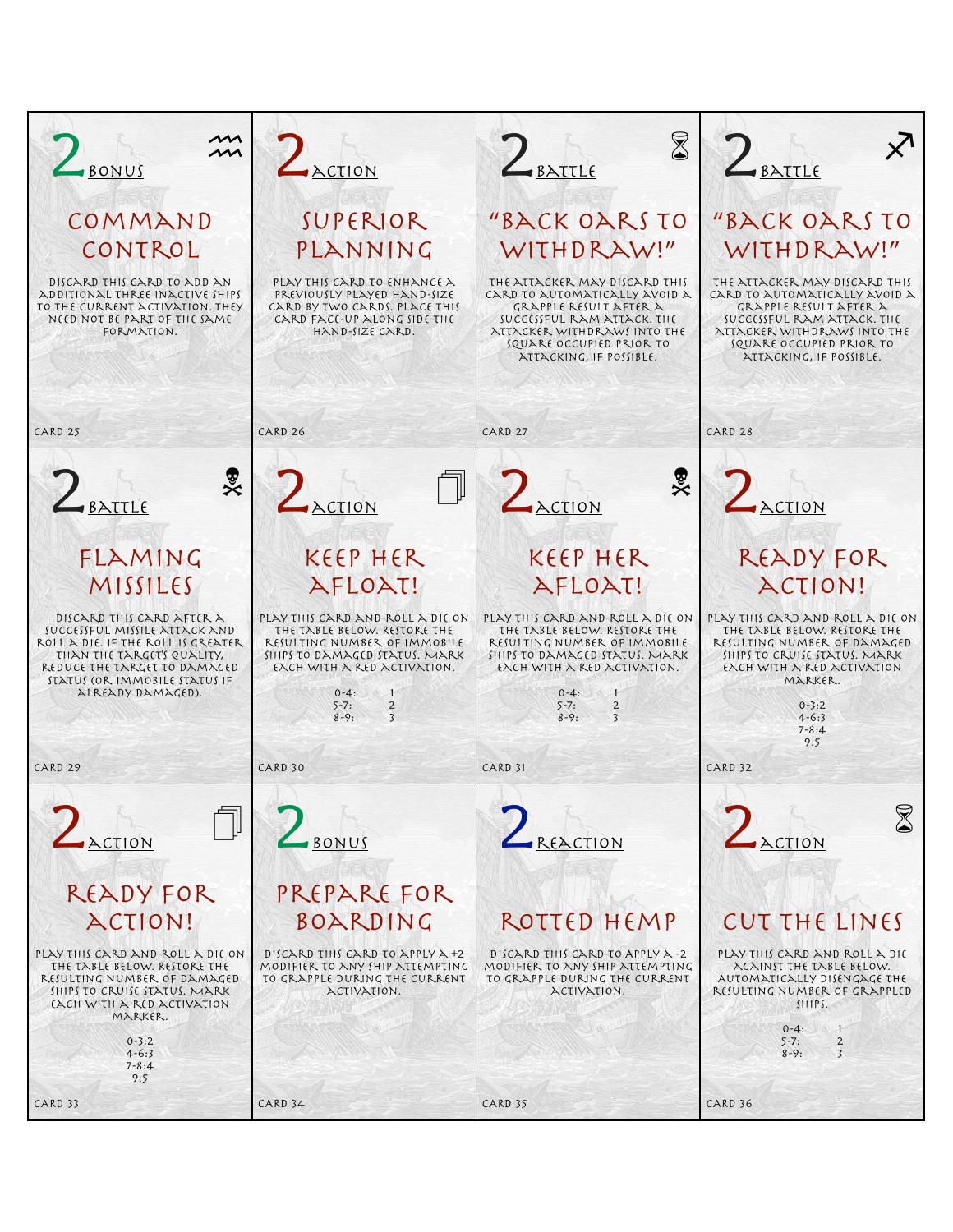## 2 BONUS

### COMMAND CONTROL

DISCARD THIS CARD TO ADD AN ADDITIONAL THREE INACTIVE SHIPS TO THE CURRENT ACTIVATION. THEY NEED NOT BE PART OF THE SAME FORMATION.

CARD 25

## 2 ACTION

### SUPERIOR PLANNING

PLAY THIS CARD TO ENHANCE A PREVIOUSLY PLAYED HAND-SIZE CARD BY TWO CARDS. PLACE THIS CARD FACE-UP ALONG SIDE THE HAND-SIZE CARD.

CARD 26

## 2 BATTLE

### "BACK OARS TO WITHDRAW!"

THE ATTACKER MAY DISCARD THIS CARD TO AUTOMATICALLY AVOID A GRAPPLE RESULT AFTER A SUCCESSFUL RAM ATTACK. THE ATTACKER WITHDRAWS INTO THE SQUARE OCCUPIED PRIOR TO ATTACKING, IF POSSIBLE.

CARD 27

## 2 BATTLE

### "BACK OARS TO WITHDRAW!"

THE ATTACKER MAY DISCARD THIS CARD TO AUTOMATICALLY AVOID A GRAPPLE RESULT AFTER A SUCCESSFUL RAM ATTACK. THE ATTACKER WITHDRAWS INTO THE SQUARE OCCUPIED PRIOR TO ATTACKING, IF POSSIBLE.

CARD 28

## 2 BATTLE

### FLAMING MISSILES

DISCARD THIS CARD AFTER A SUCCESSFUL MISSILE ATTACK AND ROLL A DIE. IF THE ROLL IS GREATER THAN THE TARGET'S QUALITY, REDUCE THE TARGET TO DAMAGED STATUS (OR IMMOBILE STATUS IF ALREADY DAMAGED).

CARD 29

## 2 ACTION

### KEEP HER AFLOAT!

PLAY THIS CARD AND ROLL A DIE ON THE TABLE BELOW. RESTORE THE RESULTING NUMBER OF IMMOBILE SHIPS TO DAMAGED STATUS. MARK EACH WITH A RED ACTIVATION.

| | |
|---|---|
| 0-4: | 1 |
| 5-7: | 2 |
| 8-9: | 3 |

CARD 30

## 2 ACTION

### KEEP HER AFLOAT!

PLAY THIS CARD AND ROLL A DIE ON THE TABLE BELOW. RESTORE THE RESULTING NUMBER OF IMMOBILE SHIPS TO DAMAGED STATUS. MARK EACH WITH A RED ACTIVATION.

| | |
|---|---|
| 0-4: | 1 |
| 5-7: | 2 |
| 8-9: | 3 |

CARD 31

## 2 ACTION

### READY FOR ACTION!

PLAY THIS CARD AND ROLL A DIE ON THE TABLE BELOW. RESTORE THE RESULTING NUMBER OF DAMAGED SHIPS TO CRUISE STATUS. MARK EACH WITH A RED ACTIVATION MARKER.

0-3:2
4-6:3
7-8:4
9:5

CARD 32

## 2 ACTION

### READY FOR ACTION!

PLAY THIS CARD AND ROLL A DIE ON THE TABLE BELOW. RESTORE THE RESULTING NUMBER OF DAMAGED SHIPS TO CRUISE STATUS. MARK EACH WITH A RED ACTIVATION MARKER.

0-3:2
4-6:3
7-8:4
9:5

CARD 33

## 2 BONUS

### PREPARE FOR BOARDING

DISCARD THIS CARD TO APPLY A +2 MODIFIER TO ANY SHIP ATTEMPTING TO GRAPPLE DURING THE CURRENT ACTIVATION.

CARD 34

## 2 REACTION

### ROTTED HEMP

DISCARD THIS CARD TO APPLY A -2 MODIFIER TO ANY SHIP ATTEMPTING TO GRAPPLE DURING THE CURRENT ACTIVATION.

CARD 35

## 2 ACTION

### CUT THE LINES

PLAY THIS CARD AND ROLL A DIE AGAINST THE TABLE BELOW. AUTOMATICALLY DISENGAGE THE RESULTING NUMBER OF GRAPPLED SHIPS.

| | |
|---|---|
| 0-4: | 1 |
| 5-7: | 2 |
| 8-9: | 3 |

CARD 36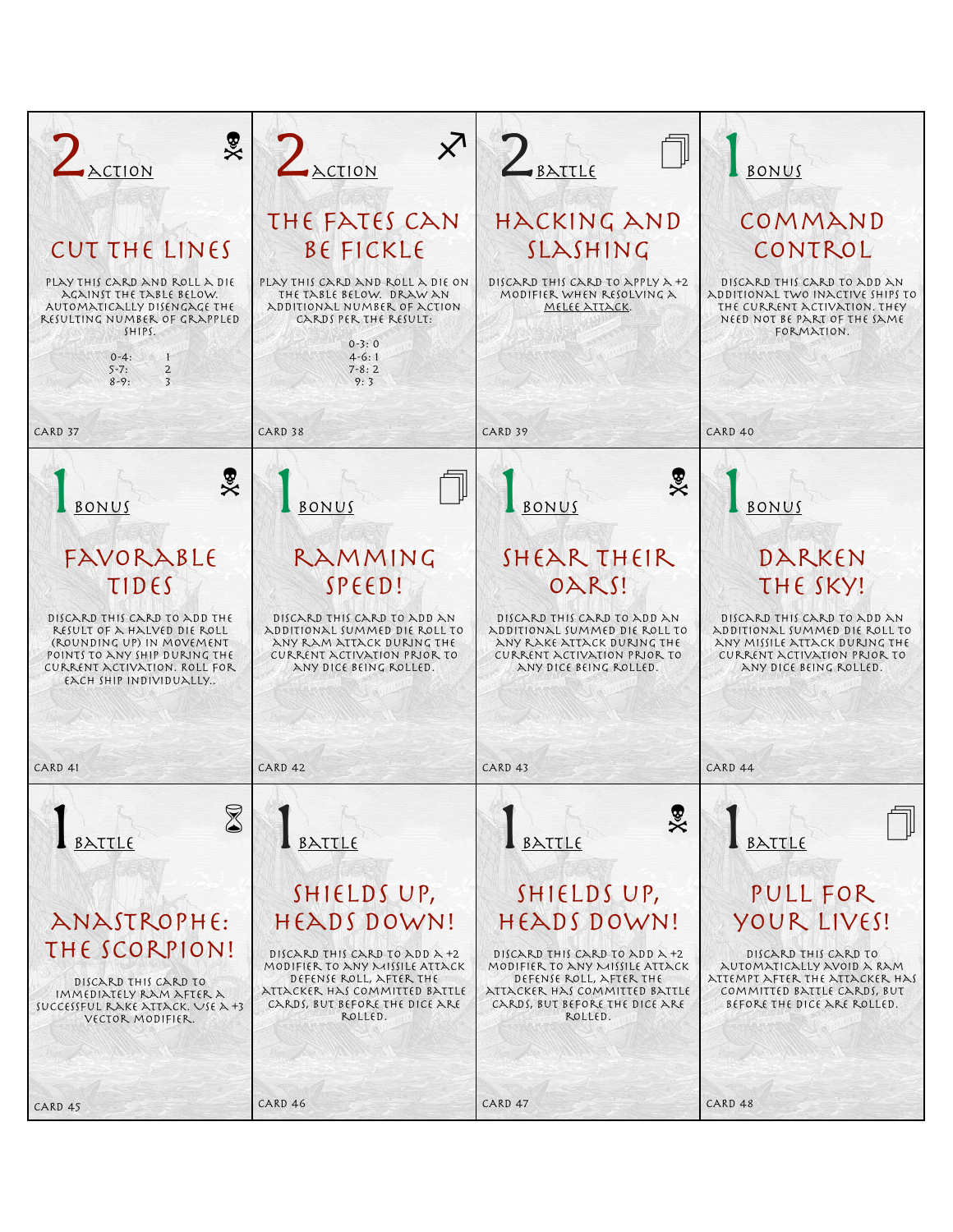## 2 ACTION

### CUT THE LINES

PLAY THIS CARD AND ROLL A DIE AGAINST THE TABLE BELOW. AUTOMATICALLY DISENGAGE THE RESULTING NUMBER OF GRAPPLED SHIPS.

| | |
|---|---|
| 0-4: | 1 |
| 5-7: | 2 |
| 8-9: | 3 |

CARD 37

## 2 ACTION

### THE FATES CAN BE FICKLE

PLAY THIS CARD AND ROLL A DIE ON THE TABLE BELOW. DRAW AN ADDITIONAL NUMBER OF ACTION CARDS PER THE RESULT:

0-3: 0
4-6: 1
7-8: 2
9: 3

CARD 38

## 2 BATTLE

### HACKING AND SLASHING

DISCARD THIS CARD TO APPLY A +2 MODIFIER WHEN RESOLVING A MELEE ATTACK.

CARD 39

## 1 BONUS

### COMMAND CONTROL

DISCARD THIS CARD TO ADD AN ADDITIONAL TWO INACTIVE SHIPS TO THE CURRENT ACTIVATION. THEY NEED NOT BE PART OF THE SAME FORMATION.

CARD 40

## 1 BONUS

### FAVORABLE TIDES

DISCARD THIS CARD TO ADD THE RESULT OF A HALVED DIE ROLL (ROUNDING UP) IN MOVEMENT POINTS TO ANY SHIP DURING THE CURRENT ACTIVATION. ROLL FOR EACH SHIP INDIVIDUALLY..

CARD 41

## 1 BONUS

### RAMMING SPEED!

DISCARD THIS CARD TO ADD AN ADDITIONAL SUMMED DIE ROLL TO ANY RAM ATTACK DURING THE CURRENT ACTIVATION PRIOR TO ANY DICE BEING ROLLED.

CARD 42

## 1 BONUS

### SHEAR THEIR OARS!

DISCARD THIS CARD TO ADD AN ADDITIONAL SUMMED DIE ROLL TO ANY RAKE ATTACK DURING THE CURRENT ACTIVATION PRIOR TO ANY DICE BEING ROLLED.

CARD 43

## 1 BONUS

### DARKEN THE SKY!

DISCARD THIS CARD TO ADD AN ADDITIONAL SUMMED DIE ROLL TO ANY MISSILE ATTACK DURING THE CURRENT ACTIVATION PRIOR TO ANY DICE BEING ROLLED.

CARD 44

## 1 BATTLE

### ANASTROPHE: THE SCORPION!

DISCARD THIS CARD TO IMMEDIATELY RAM AFTER A SUCCESSFUL RAKE ATTACK. USE A +3 VECTOR MODIFIER.

CARD 45

## 1 BATTLE

### SHIELDS UP, HEADS DOWN!

DISCARD THIS CARD TO ADD A +2 MODIFIER TO ANY MISSILE ATTACK DEFENSE ROLL, AFTER THE ATTACKER HAS COMMITTED BATTLE CARDS, BUT BEFORE THE DICE ARE ROLLED.

CARD 46

## 1 BATTLE

### SHIELDS UP, HEADS DOWN!

DISCARD THIS CARD TO ADD A +2 MODIFIER TO ANY MISSILE ATTACK DEFENSE ROLL, AFTER THE ATTACKER HAS COMMITTED BATTLE CARDS, BUT BEFORE THE DICE ARE ROLLED.

CARD 47

## 1 BATTLE

### PULL FOR YOUR LIVES!

DISCARD THIS CARD TO AUTOMATICALLY AVOID A RAM ATTEMPT AFTER THE ATTACKER HAS COMMITTED BATTLE CARDS, BUT BEFORE THE DICE ARE ROLLED.

CARD 48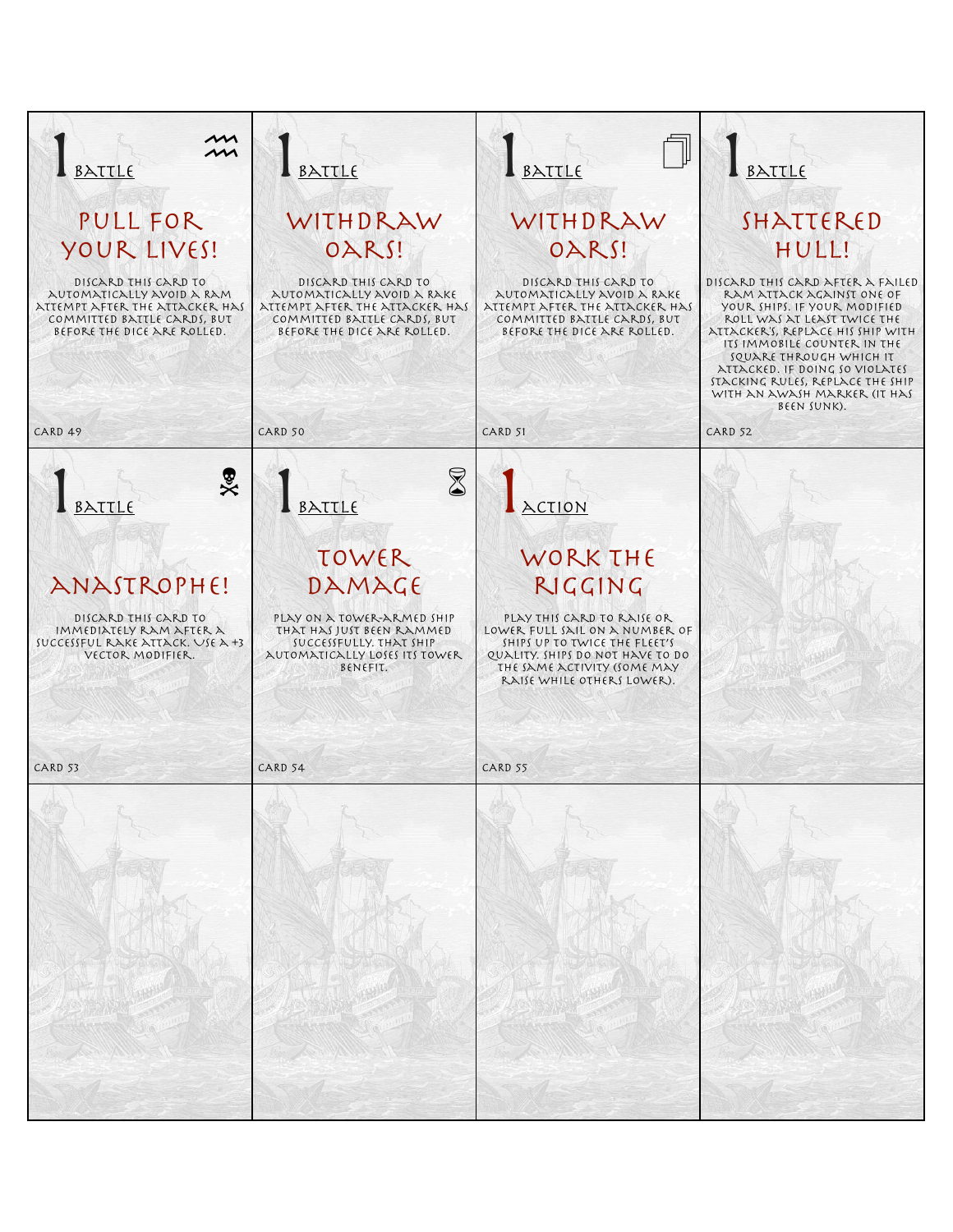1 BATTLE

## PULL FOR YOUR LIVES!

DISCARD THIS CARD TO AUTOMATICALLY AVOID A RAM ATTEMPT AFTER THE ATTACKER HAS COMMITTED BATTLE CARDS, BUT BEFORE THE DICE ARE ROLLED.

CARD 49

---

1 BATTLE

## WITHDRAW OARS!

DISCARD THIS CARD TO AUTOMATICALLY AVOID A RAKE ATTEMPT AFTER THE ATTACKER HAS COMMITTED BATTLE CARDS, BUT BEFORE THE DICE ARE ROLLED.

CARD 50

---

1 BATTLE

## WITHDRAW OARS!

DISCARD THIS CARD TO AUTOMATICALLY AVOID A RAKE ATTEMPT AFTER THE ATTACKER HAS COMMITTED BATTLE CARDS, BUT BEFORE THE DICE ARE ROLLED.

CARD 51

---

1 BATTLE

## SHATTERED HULL!

DISCARD THIS CARD AFTER A FAILED RAM ATTACK AGAINST ONE OF YOUR SHIPS. IF YOUR MODIFIED ROLL WAS AT LEAST TWICE THE ATTACKER'S, REPLACE HIS SHIP WITH ITS IMMOBILE COUNTER IN THE SQUARE THROUGH WHICH IT ATTACKED. IF DOING SO VIOLATES STACKING RULES, REPLACE THE SHIP WITH AN AWASH MARKER (IT HAS BEEN SUNK).

CARD 52

---

1 BATTLE

## ANASTROPHE!

DISCARD THIS CARD TO IMMEDIATELY RAM AFTER A SUCCESSFUL RAKE ATTACK. USE A +3 VECTOR MODIFIER.

CARD 53

---

1 BATTLE

## TOWER DAMAGE

PLAY ON A TOWER-ARMED SHIP THAT HAS JUST BEEN RAMMED SUCCESSFULLY. THAT SHIP AUTOMATICALLY LOSES ITS TOWER BENEFIT.

CARD 54

---

1 ACTION

## WORK THE RIGGING

PLAY THIS CARD TO RAISE OR LOWER FULL SAIL ON A NUMBER OF SHIPS UP TO TWICE THE FLEET'S QUALITY. SHIPS DO NOT HAVE TO DO THE SAME ACTIVITY (SOME MAY RAISE WHILE OTHERS LOWER).

CARD 55